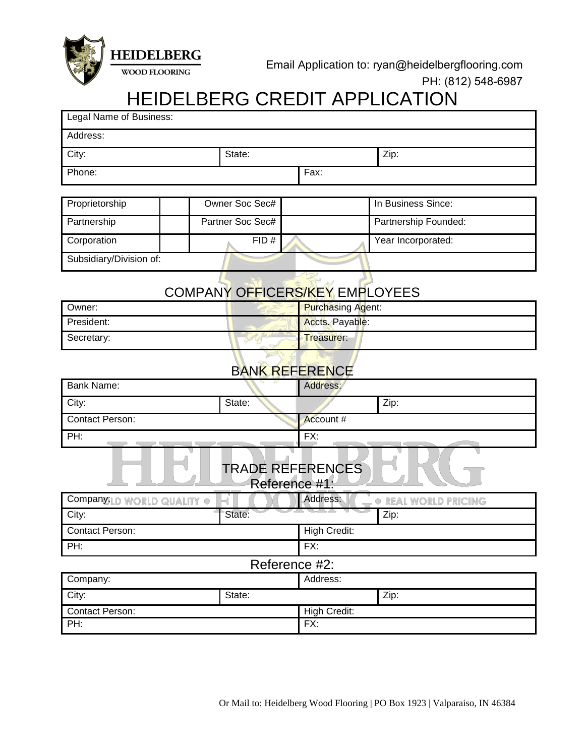HEIDELBERG WOOD FLOORING

Email Application to: ryan@heidelbergflooring.com

PH: (812) 548-6987

# HEIDELBERG CREDIT APPLICATION

| Legal Name of Business: | | |
|---|---|---|
| Address: | | |
| City: | State: | Zip: |
| Phone: | Fax: | |

| Proprietorship | | Owner Soc Sec# | | In Business Since: |
|---|---|---|---|---|
| Partnership | | Partner Soc Sec# | | Partnership Founded: |
| Corporation | | FID # | | Year Incorporated: |
| Subsidiary/Division of: | | | | |

## COMPANY OFFICERS/KEY EMPLOYEES

| Owner: | Purchasing Agent: |
|---|---|
| President: | Accts. Payable: |
| Secretary: | Treasurer: |

## BANK REFERENCE

| Bank Name: | | Address: | |
|---|---|---|---|
| City: | State: | | Zip: |
| Contact Person: | | Account # | |
| PH: | | FX: | |

## TRADE REFERENCES

### Reference #1:

| Company: | | Address: | |
|---|---|---|---|
| City: | State: | | Zip: |
| Contact Person: | | High Credit: | |
| PH: | | FX: | |

### Reference #2:

| Company: | | Address: | |
|---|---|---|---|
| City: | State: | | Zip: |
| Contact Person: | | High Credit: | |
| PH: | | FX: | |

Or Mail to: Heidelberg Wood Flooring | PO Box 1923 | Valparaiso, IN 46384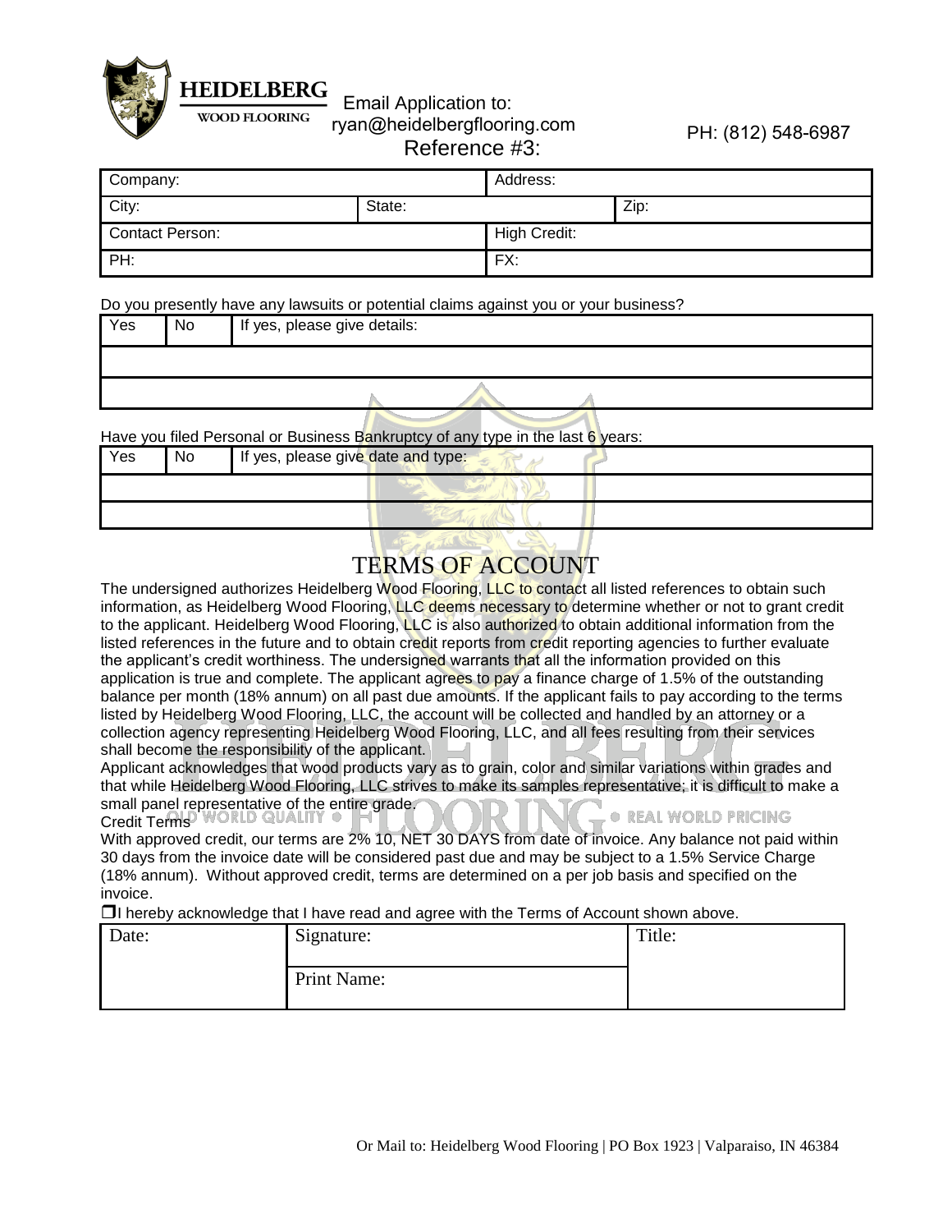**HEIDELBERG**
WOOD FLOORING

Email Application to:
ryan@heidelbergflooring.com
Reference #3:

PH: (812) 548-6987

| | | | |
|---|---|---|---|
| Company: | | Address: | |
| City: | State: | | Zip: |
| Contact Person: | | High Credit: | |
| PH: | | FX: | |

Do you presently have any lawsuits or potential claims against you or your business?

| | | |
|---|---|---|
| Yes | No | If yes, please give details: |
| | | |
| | | |

Have you filed Personal or Business Bankruptcy of any type in the last 6 years:

| | | |
|---|---|---|
| Yes | No | If yes, please give date and type: |
| | | |
| | | |

# TERMS OF ACCOUNT

The undersigned authorizes Heidelberg Wood Flooring, LLC to contact all listed references to obtain such information, as Heidelberg Wood Flooring, LLC deems necessary to determine whether or not to grant credit to the applicant. Heidelberg Wood Flooring, LLC is also authorized to obtain additional information from the listed references in the future and to obtain credit reports from credit reporting agencies to further evaluate the applicant's credit worthiness. The undersigned warrants that all the information provided on this application is true and complete. The applicant agrees to pay a finance charge of 1.5% of the outstanding balance per month (18% annum) on all past due amounts. If the applicant fails to pay according to the terms listed by Heidelberg Wood Flooring, LLC, the account will be collected and handled by an attorney or a collection agency representing Heidelberg Wood Flooring, LLC, and all fees resulting from their services shall become the responsibility of the applicant.
Applicant acknowledges that wood products vary as to grain, color and similar variations within grades and that while Heidelberg Wood Flooring, LLC strives to make its samples representative; it is difficult to make a small panel representative of the entire grade.

Credit Terms

With approved credit, our terms are 2% 10, NET 30 DAYS from date of invoice. Any balance not paid within 30 days from the invoice date will be considered past due and may be subject to a 1.5% Service Charge (18% annum). Without approved credit, terms are determined on a per job basis and specified on the invoice.

❒ I hereby acknowledge that I have read and agree with the Terms of Account shown above.

| | | |
|---|---|---|
| Date: | Signature: | Title: |
| | Print Name: | |

Or Mail to: Heidelberg Wood Flooring | PO Box 1923 | Valparaiso, IN 46384